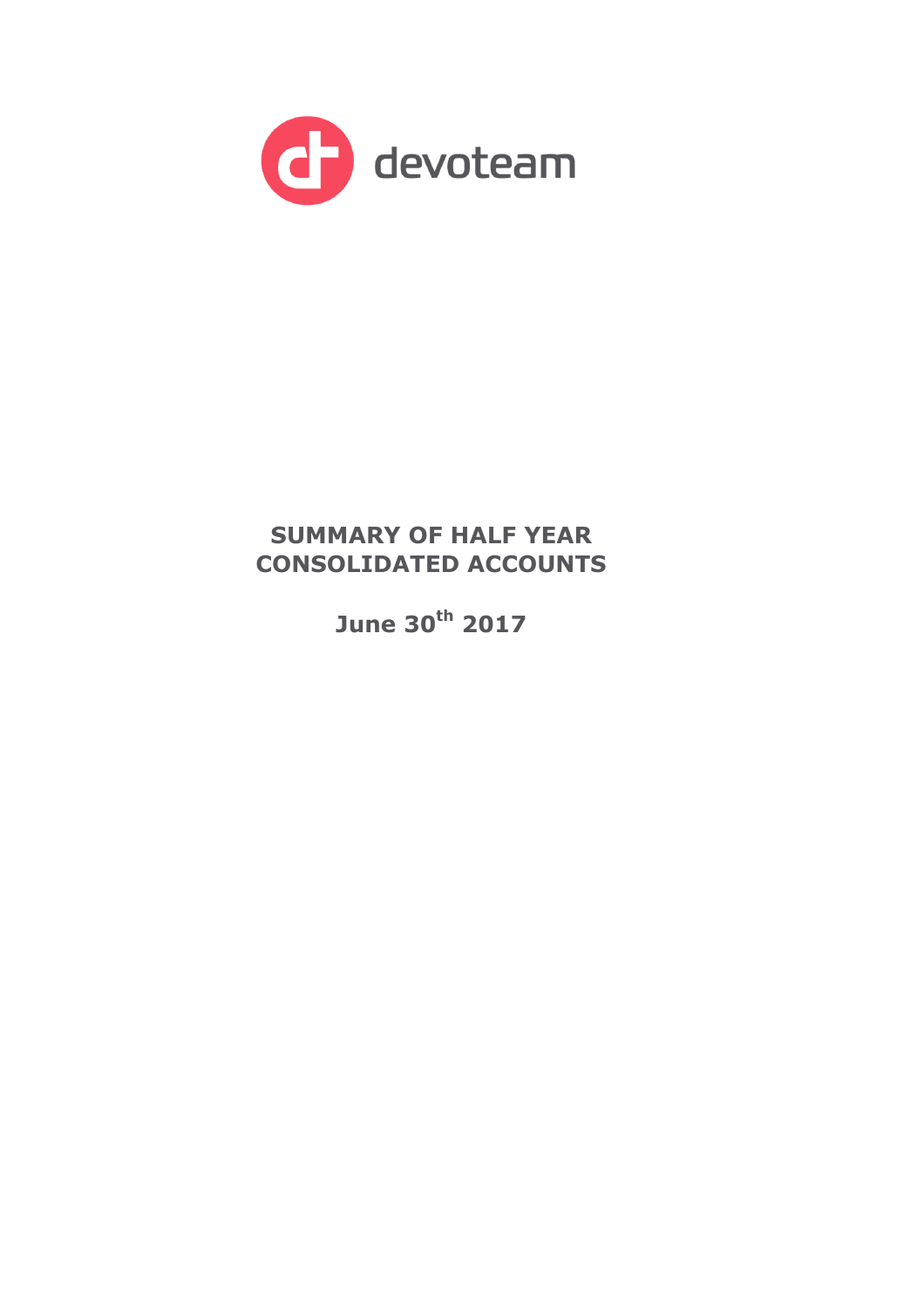devoteam

# SUMMARY OF HALF YEAR CONSOLIDATED ACCOUNTS

**June 30th 2017**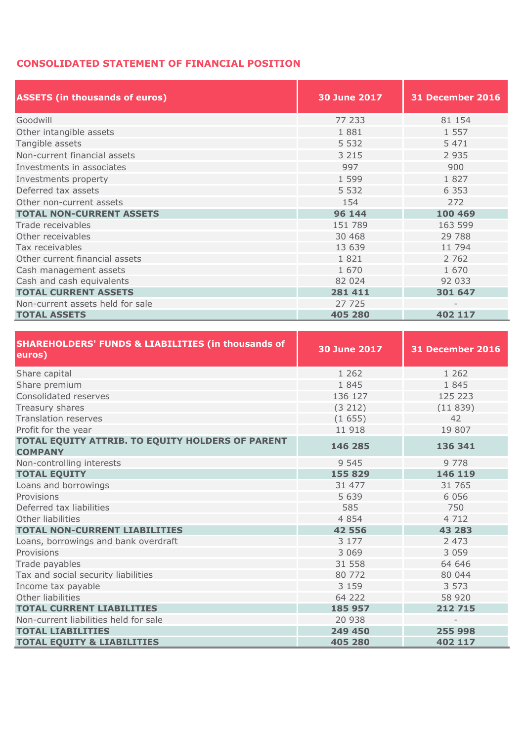## CONSOLIDATED STATEMENT OF FINANCIAL POSITION

| ASSETS (in thousands of euros) | 30 June 2017 | 31 December 2016 |
|---|---|---|
| Goodwill | 77 233 | 81 154 |
| Other intangible assets | 1 881 | 1 557 |
| Tangible assets | 5 532 | 5 471 |
| Non-current financial assets | 3 215 | 2 935 |
| Investments in associates | 997 | 900 |
| Investments property | 1 599 | 1 827 |
| Deferred tax assets | 5 532 | 6 353 |
| Other non-current assets | 154 | 272 |
| **TOTAL NON-CURRENT ASSETS** | **96 144** | **100 469** |
| Trade receivables | 151 789 | 163 599 |
| Other receivables | 30 468 | 29 788 |
| Tax receivables | 13 639 | 11 794 |
| Other current financial assets | 1 821 | 2 762 |
| Cash management assets | 1 670 | 1 670 |
| Cash and cash equivalents | 82 024 | 92 033 |
| **TOTAL CURRENT ASSETS** | **281 411** | **301 647** |
| Non-current assets held for sale | 27 725 | - |
| **TOTAL ASSETS** | **405 280** | **402 117** |

| SHAREHOLDERS' FUNDS & LIABILITIES (in thousands of euros) | 30 June 2017 | 31 December 2016 |
|---|---|---|
| Share capital | 1 262 | 1 262 |
| Share premium | 1 845 | 1 845 |
| Consolidated reserves | 136 127 | 125 223 |
| Treasury shares | (3 212) | (11 839) |
| Translation reserves | (1 655) | 42 |
| Profit for the year | 11 918 | 19 807 |
| **TOTAL EQUITY ATTRIB. TO EQUITY HOLDERS OF PARENT COMPANY** | **146 285** | **136 341** |
| Non-controlling interests | 9 545 | 9 778 |
| **TOTAL EQUITY** | **155 829** | **146 119** |
| Loans and borrowings | 31 477 | 31 765 |
| Provisions | 5 639 | 6 056 |
| Deferred tax liabilities | 585 | 750 |
| Other liabilities | 4 854 | 4 712 |
| **TOTAL NON-CURRENT LIABILITIES** | **42 556** | **43 283** |
| Loans, borrowings and bank overdraft | 3 177 | 2 473 |
| Provisions | 3 069 | 3 059 |
| Trade payables | 31 558 | 64 646 |
| Tax and social security liabilities | 80 772 | 80 044 |
| Income tax payable | 3 159 | 3 573 |
| Other liabilities | 64 222 | 58 920 |
| **TOTAL CURRENT LIABILITIES** | **185 957** | **212 715** |
| Non-current liabilities held for sale | 20 938 | - |
| **TOTAL LIABILITIES** | **249 450** | **255 998** |
| **TOTAL EQUITY & LIABILITIES** | **405 280** | **402 117** |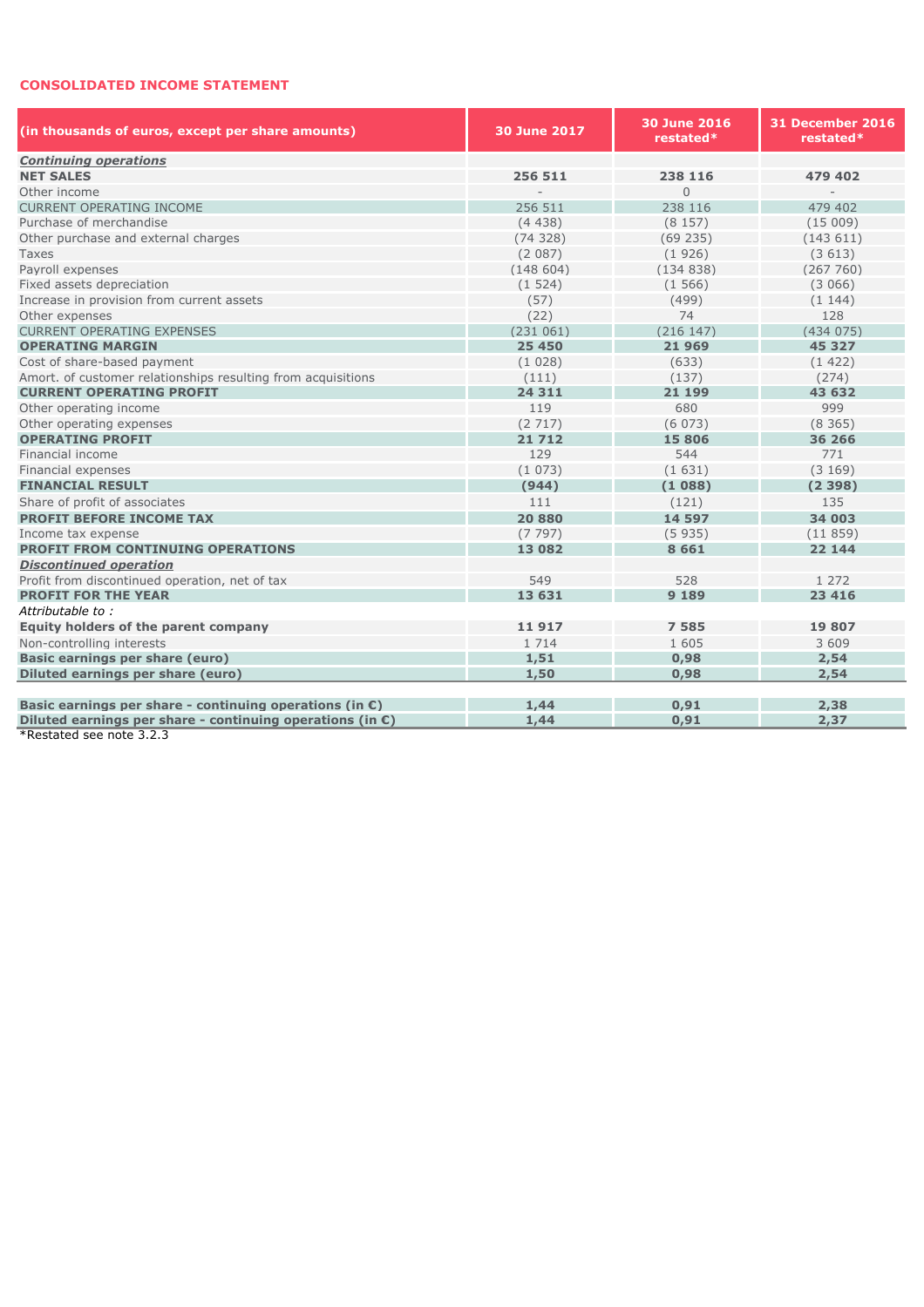## CONSOLIDATED INCOME STATEMENT

| (in thousands of euros, except per share amounts) | 30 June 2017 | 30 June 2016 restated* | 31 December 2016 restated* |
|---|---|---|---|
| ***Continuing operations*** | | | |
| **NET SALES** | **256 511** | **238 116** | **479 402** |
| Other income | - | 0 | - |
| CURRENT OPERATING INCOME | 256 511 | 238 116 | 479 402 |
| Purchase of merchandise | (4 438) | (8 157) | (15 009) |
| Other purchase and external charges | (74 328) | (69 235) | (143 611) |
| Taxes | (2 087) | (1 926) | (3 613) |
| Payroll expenses | (148 604) | (134 838) | (267 760) |
| Fixed assets depreciation | (1 524) | (1 566) | (3 066) |
| Increase in provision from current assets | (57) | (499) | (1 144) |
| Other expenses | (22) | 74 | 128 |
| CURRENT OPERATING EXPENSES | (231 061) | (216 147) | (434 075) |
| **OPERATING MARGIN** | **25 450** | **21 969** | **45 327** |
| Cost of share-based payment | (1 028) | (633) | (1 422) |
| Amort. of customer relationships resulting from acquisitions | (111) | (137) | (274) |
| **CURRENT OPERATING PROFIT** | **24 311** | **21 199** | **43 632** |
| Other operating income | 119 | 680 | 999 |
| Other operating expenses | (2 717) | (6 073) | (8 365) |
| **OPERATING PROFIT** | **21 712** | **15 806** | **36 266** |
| Financial income | 129 | 544 | 771 |
| Financial expenses | (1 073) | (1 631) | (3 169) |
| **FINANCIAL RESULT** | **(944)** | **(1 088)** | **(2 398)** |
| Share of profit of associates | 111 | (121) | 135 |
| **PROFIT BEFORE INCOME TAX** | **20 880** | **14 597** | **34 003** |
| Income tax expense | (7 797) | (5 935) | (11 859) |
| **PROFIT FROM CONTINUING OPERATIONS** | **13 082** | **8 661** | **22 144** |
| ***Discontinued operation*** | | | |
| Profit from discontinued operation, net of tax | 549 | 528 | 1 272 |
| **PROFIT FOR THE YEAR** | **13 631** | **9 189** | **23 416** |
| *Attributable to :* | | | |
| **Equity holders of the parent company** | **11 917** | **7 585** | **19 807** |
| Non-controlling interests | 1 714 | 1 605 | 3 609 |
| **Basic earnings per share (euro)** | **1,51** | **0,98** | **2,54** |
| **Diluted earnings per share (euro)** | **1,50** | **0,98** | **2,54** |
| | | | |
| **Basic earnings per share - continuing operations (in €)** | **1,44** | **0,91** | **2,38** |
| **Diluted earnings per share - continuing operations (in €)** | **1,44** | **0,91** | **2,37** |

*Restated see note 3.2.3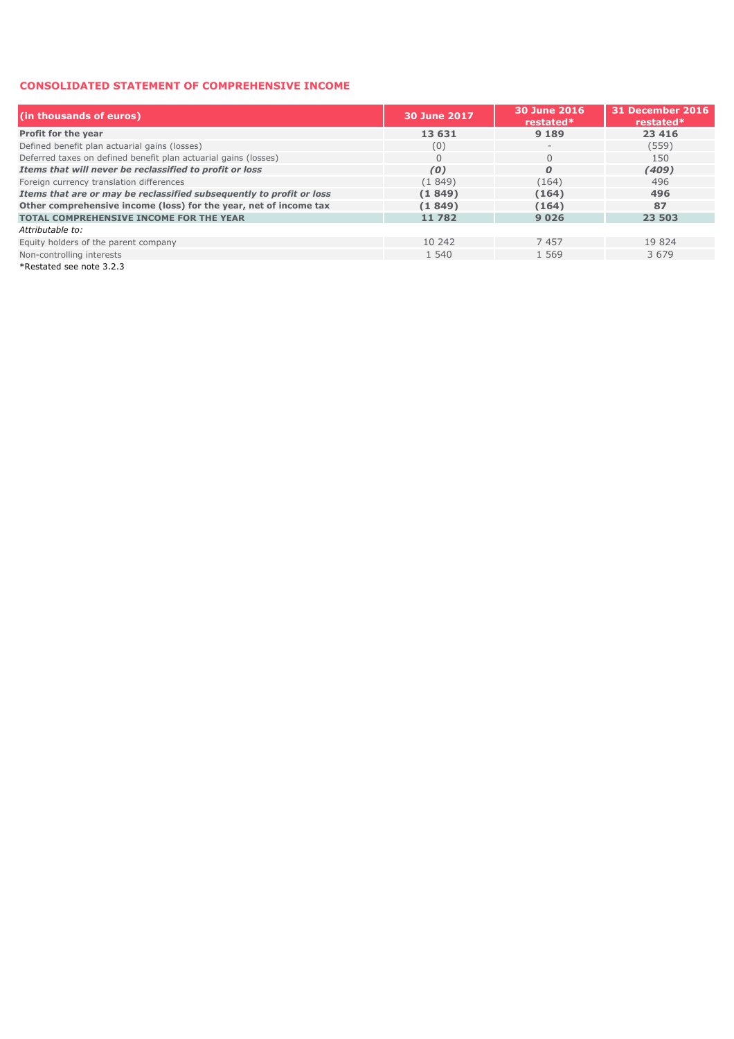## CONSOLIDATED STATEMENT OF COMPREHENSIVE INCOME

| (in thousands of euros) | 30 June 2017 | 30 June 2016 restated* | 31 December 2016 restated* |
|---|---|---|---|
| **Profit for the year** | **13 631** | **9 189** | **23 416** |
| Defined benefit plan actuarial gains (losses) | (0) | - | (559) |
| Deferred taxes on defined benefit plan actuarial gains (losses) | 0 | 0 | 150 |
| ***Items that will never be reclassified to profit or loss*** | ***(0)*** | ***0*** | ***(409)*** |
| Foreign currency translation differences | (1 849) | (164) | 496 |
| ***Items that are or may be reclassified subsequently to profit or loss*** | **(1 849)** | **(164)** | **496** |
| **Other comprehensive income (loss) for the year, net of income tax** | **(1 849)** | **(164)** | **87** |
| **TOTAL COMPREHENSIVE INCOME FOR THE YEAR** | **11 782** | **9 026** | **23 503** |
| *Attributable to:* | | | |
| Equity holders of the parent company | 10 242 | 7 457 | 19 824 |
| Non-controlling interests | 1 540 | 1 569 | 3 679 |

*Restated see note 3.2.3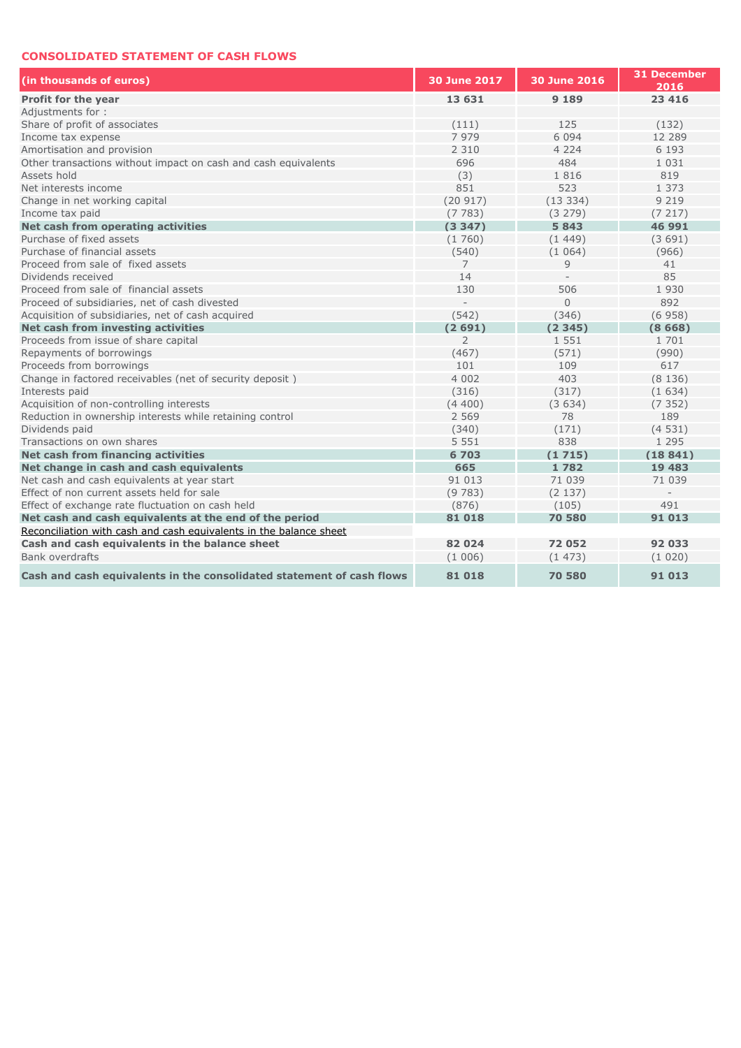**CONSOLIDATED STATEMENT OF CASH FLOWS**

| (in thousands of euros) | 30 June 2017 | 30 June 2016 | 31 December 2016 |
|---|---|---|---|
| **Profit for the year** | **13 631** | **9 189** | **23 416** |
| Adjustments for : | | | |
| Share of profit of associates | (111) | 125 | (132) |
| Income tax expense | 7 979 | 6 094 | 12 289 |
| Amortisation and provision | 2 310 | 4 224 | 6 193 |
| Other transactions without impact on cash and cash equivalents | 696 | 484 | 1 031 |
| Assets hold | (3) | 1 816 | 819 |
| Net interests income | 851 | 523 | 1 373 |
| Change in net working capital | (20 917) | (13 334) | 9 219 |
| Income tax paid | (7 783) | (3 279) | (7 217) |
| **Net cash from operating activities** | **(3 347)** | **5 843** | **46 991** |
| Purchase of fixed assets | (1 760) | (1 449) | (3 691) |
| Purchase of financial assets | (540) | (1 064) | (966) |
| Proceed from sale of fixed assets | 7 | 9 | 41 |
| Dividends received | 14 | - | 85 |
| Proceed from sale of financial assets | 130 | 506 | 1 930 |
| Proceed of subsidiaries, net of cash divested | - | 0 | 892 |
| Acquisition of subsidiaries, net of cash acquired | (542) | (346) | (6 958) |
| **Net cash from investing activities** | **(2 691)** | **(2 345)** | **(8 668)** |
| Proceeds from issue of share capital | 2 | 1 551 | 1 701 |
| Repayments of borrowings | (467) | (571) | (990) |
| Proceeds from borrowings | 101 | 109 | 617 |
| Change in factored receivables (net of security deposit ) | 4 002 | 403 | (8 136) |
| Interests paid | (316) | (317) | (1 634) |
| Acquisition of non-controlling interests | (4 400) | (3 634) | (7 352) |
| Reduction in ownership interests while retaining control | 2 569 | 78 | 189 |
| Dividends paid | (340) | (171) | (4 531) |
| Transactions on own shares | 5 551 | 838 | 1 295 |
| **Net cash from financing activities** | **6 703** | **(1 715)** | **(18 841)** |
| **Net change in cash and cash equivalents** | **665** | **1 782** | **19 483** |
| Net cash and cash equivalents at year start | 91 013 | 71 039 | 71 039 |
| Effect of non current assets held for sale | (9 783) | (2 137) | - |
| Effect of exchange rate fluctuation on cash held | (876) | (105) | 491 |
| **Net cash and cash equivalents at the end of the period** | **81 018** | **70 580** | **91 013** |
| Reconciliation with cash and cash equivalents in the balance sheet | | | |
| **Cash and cash equivalents in the balance sheet** | **82 024** | **72 052** | **92 033** |
| Bank overdrafts | (1 006) | (1 473) | (1 020) |
| **Cash and cash equivalents in the consolidated statement of cash flows** | **81 018** | **70 580** | **91 013** |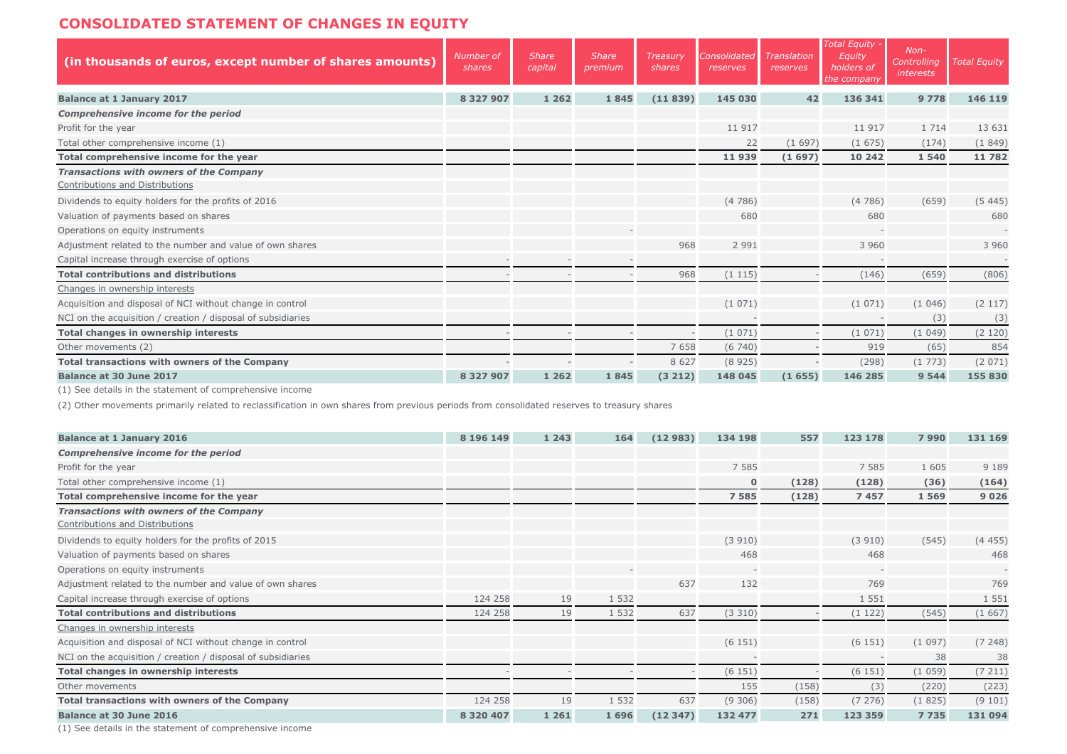## CONSOLIDATED STATEMENT OF CHANGES IN EQUITY

| (in thousands of euros, except number of shares amounts) | Number of shares | Share capital | Share premium | Treasury shares | Consolidated reserves | Translation reserves | Total Equity - Equity holders of the company | Non-Controlling interests | Total Equity |
|---|---|---|---|---|---|---|---|---|---|
| **Balance at 1 January 2017** | **8 327 907** | **1 262** | **1 845** | **(11 839)** | **145 030** | **42** | **136 341** | **9 778** | **146 119** |
| ***Comprehensive income for the period*** | | | | | | | | | |
| Profit for the year | | | | | 11 917 | | 11 917 | 1 714 | 13 631 |
| Total other comprehensive income (1) | | | | | 22 | (1 697) | (1 675) | (174) | (1 849) |
| **Total comprehensive income for the year** | | | | | **11 939** | **(1 697)** | **10 242** | **1 540** | **11 782** |
| ***Transactions with owners of the Company*** | | | | | | | | | |
| Contributions and Distributions | | | | | | | | | |
| Dividends to equity holders for the profits of 2016 | | | | | (4 786) | | (4 786) | (659) | (5 445) |
| Valuation of payments based on shares | | | | | 680 | | 680 | | 680 |
| Operations on equity instruments | | | - | | | | - | | - |
| Adjustment related to the number and value of own shares | | | | 968 | 2 991 | | 3 960 | | 3 960 |
| Capital increase through exercise of options | - | - | - | | | | - | | - |
| **Total contributions and distributions** | - | - | - | 968 | (1 115) | - | (146) | (659) | (806) |
| Changes in ownership interests | | | | | | | | | |
| Acquisition and disposal of NCI without change in control | | | | | (1 071) | | (1 071) | (1 046) | (2 117) |
| NCI on the acquisition / creation / disposal of subsidiaries | | | | | - | | - | (3) | (3) |
| **Total changes in ownership interests** | - | - | - | - | (1 071) | - | (1 071) | (1 049) | (2 120) |
| Other movements (2) | | | | 7 658 | (6 740) | | 919 | (65) | 854 |
| **Total transactions with owners of the Company** | - | - | - | 8 627 | (8 925) | - | (298) | (1 773) | (2 071) |
| **Balance at 30 June 2017** | **8 327 907** | **1 262** | **1 845** | **(3 212)** | **148 045** | **(1 655)** | **146 285** | **9 544** | **155 830** |

(1) See details in the statement of comprehensive income

(2) Other movements primarily related to reclassification in own shares from previous periods from consolidated reserves to treasury shares

| (in thousands of euros, except number of shares amounts) | Number of shares | Share capital | Share premium | Treasury shares | Consolidated reserves | Translation reserves | Total Equity - Equity holders of the company | Non-Controlling interests | Total Equity |
|---|---|---|---|---|---|---|---|---|---|
| **Balance at 1 January 2016** | **8 196 149** | **1 243** | **164** | **(12 983)** | **134 198** | **557** | **123 178** | **7 990** | **131 169** |
| ***Comprehensive income for the period*** | | | | | | | | | |
| Profit for the year | | | | | 7 585 | | 7 585 | 1 605 | 9 189 |
| Total other comprehensive income (1) | | | | | **0** | **(128)** | **(128)** | **(36)** | **(164)** |
| **Total comprehensive income for the year** | | | | | **7 585** | **(128)** | **7 457** | **1 569** | **9 026** |
| ***Transactions with owners of the Company*** | | | | | | | | | |
| Contributions and Distributions | | | | | | | | | |
| Dividends to equity holders for the profits of 2015 | | | | | (3 910) | | (3 910) | (545) | (4 455) |
| Valuation of payments based on shares | | | | | 468 | | 468 | | 468 |
| Operations on equity instruments | | | - | | - | | - | | - |
| Adjustment related to the number and value of own shares | | | | 637 | 132 | | 769 | | 769 |
| Capital increase through exercise of options | 124 258 | 19 | 1 532 | | | | 1 551 | | 1 551 |
| **Total contributions and distributions** | 124 258 | 19 | 1 532 | 637 | (3 310) | - | (1 122) | (545) | (1 667) |
| Changes in ownership interests | | | | | | | | | |
| Acquisition and disposal of NCI without change in control | | | | | (6 151) | | (6 151) | (1 097) | (7 248) |
| NCI on the acquisition / creation / disposal of subsidiaries | | | | | - | | - | 38 | 38 |
| **Total changes in ownership interests** | - | - | - | - | (6 151) | - | (6 151) | (1 059) | (7 211) |
| Other movements | | | | | 155 | (158) | (3) | (220) | (223) |
| **Total transactions with owners of the Company** | 124 258 | 19 | 1 532 | 637 | (9 306) | (158) | (7 276) | (1 825) | (9 101) |
| **Balance at 30 June 2016** | **8 320 407** | **1 261** | **1 696** | **(12 347)** | **132 477** | **271** | **123 359** | **7 735** | **131 094** |

(1) See details in the statement of comprehensive income